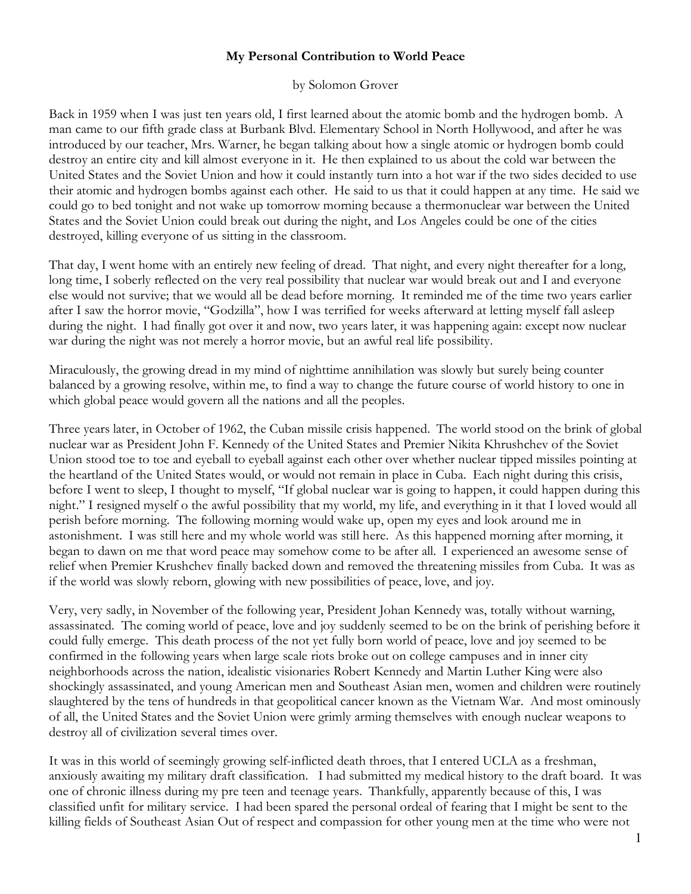**My Personal Contribution to World Peace**

by Solomon Grover

Back in 1959 when I was just ten years old, I first learned about the atomic bomb and the hydrogen bomb. A man came to our fifth grade class at Burbank Blvd. Elementary School in North Hollywood, and after he was introduced by our teacher, Mrs. Warner, he began talking about how a single atomic or hydrogen bomb could destroy an entire city and kill almost everyone in it. He then explained to us about the cold war between the United States and the Soviet Union and how it could instantly turn into a hot war if the two sides decided to use their atomic and hydrogen bombs against each other. He said to us that it could happen at any time. He said we could go to bed tonight and not wake up tomorrow morning because a thermonuclear war between the United States and the Soviet Union could break out during the night, and Los Angeles could be one of the cities destroyed, killing everyone of us sitting in the classroom.

That day, I went home with an entirely new feeling of dread. That night, and every night thereafter for a long, long time, I soberly reflected on the very real possibility that nuclear war would break out and I and everyone else would not survive; that we would all be dead before morning. It reminded me of the time two years earlier after I saw the horror movie, "Godzilla", how I was terrified for weeks afterward at letting myself fall asleep during the night. I had finally got over it and now, two years later, it was happening again: except now nuclear war during the night was not merely a horror movie, but an awful real life possibility.

Miraculously, the growing dread in my mind of nighttime annihilation was slowly but surely being counter balanced by a growing resolve, within me, to find a way to change the future course of world history to one in which global peace would govern all the nations and all the peoples.

Three years later, in October of 1962, the Cuban missile crisis happened. The world stood on the brink of global nuclear war as President John F. Kennedy of the United States and Premier Nikita Khrushchev of the Soviet Union stood toe to toe and eyeball to eyeball against each other over whether nuclear tipped missiles pointing at the heartland of the United States would, or would not remain in place in Cuba. Each night during this crisis, before I went to sleep, I thought to myself, "If global nuclear war is going to happen, it could happen during this night." I resigned myself o the awful possibility that my world, my life, and everything in it that I loved would all perish before morning. The following morning would wake up, open my eyes and look around me in astonishment. I was still here and my whole world was still here. As this happened morning after morning, it began to dawn on me that word peace may somehow come to be after all. I experienced an awesome sense of relief when Premier Krushchev finally backed down and removed the threatening missiles from Cuba. It was as if the world was slowly reborn, glowing with new possibilities of peace, love, and joy.

Very, very sadly, in November of the following year, President Johan Kennedy was, totally without warning, assassinated. The coming world of peace, love and joy suddenly seemed to be on the brink of perishing before it could fully emerge. This death process of the not yet fully born world of peace, love and joy seemed to be confirmed in the following years when large scale riots broke out on college campuses and in inner city neighborhoods across the nation, idealistic visionaries Robert Kennedy and Martin Luther King were also shockingly assassinated, and young American men and Southeast Asian men, women and children were routinely slaughtered by the tens of hundreds in that geopolitical cancer known as the Vietnam War. And most ominously of all, the United States and the Soviet Union were grimly arming themselves with enough nuclear weapons to destroy all of civilization several times over.

It was in this world of seemingly growing self-inflicted death throes, that I entered UCLA as a freshman, anxiously awaiting my military draft classification. I had submitted my medical history to the draft board. It was one of chronic illness during my pre teen and teenage years. Thankfully, apparently because of this, I was classified unfit for military service. I had been spared the personal ordeal of fearing that I might be sent to the killing fields of Southeast Asian Out of respect and compassion for other young men at the time who were not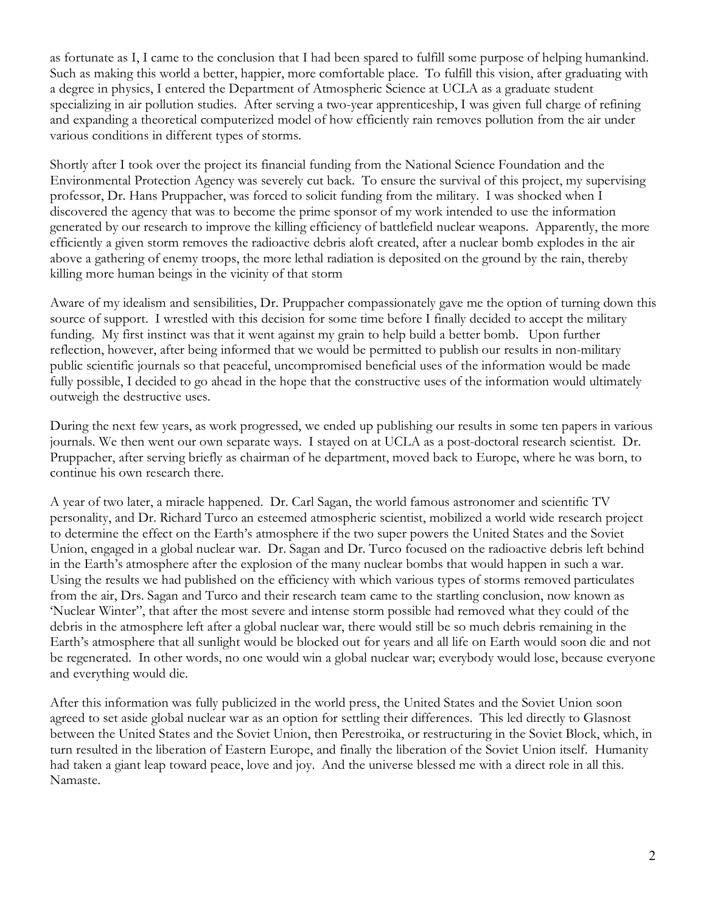as fortunate as I, I came to the conclusion that I had been spared to fulfill some purpose of helping humankind. Such as making this world a better, happier, more comfortable place. To fulfill this vision, after graduating with a degree in physics, I entered the Department of Atmospheric Science at UCLA as a graduate student specializing in air pollution studies. After serving a two-year apprenticeship, I was given full charge of refining and expanding a theoretical computerized model of how efficiently rain removes pollution from the air under various conditions in different types of storms.

Shortly after I took over the project its financial funding from the National Science Foundation and the Environmental Protection Agency was severely cut back. To ensure the survival of this project, my supervising professor, Dr. Hans Pruppacher, was forced to solicit funding from the military. I was shocked when I discovered the agency that was to become the prime sponsor of my work intended to use the information generated by our research to improve the killing efficiency of battlefield nuclear weapons. Apparently, the more efficiently a given storm removes the radioactive debris aloft created, after a nuclear bomb explodes in the air above a gathering of enemy troops, the more lethal radiation is deposited on the ground by the rain, thereby killing more human beings in the vicinity of that storm

Aware of my idealism and sensibilities, Dr. Pruppacher compassionately gave me the option of turning down this source of support. I wrestled with this decision for some time before I finally decided to accept the military funding. My first instinct was that it went against my grain to help build a better bomb. Upon further reflection, however, after being informed that we would be permitted to publish our results in non-military public scientific journals so that peaceful, uncompromised beneficial uses of the information would be made fully possible, I decided to go ahead in the hope that the constructive uses of the information would ultimately outweigh the destructive uses.

During the next few years, as work progressed, we ended up publishing our results in some ten papers in various journals. We then went our own separate ways. I stayed on at UCLA as a post-doctoral research scientist. Dr. Pruppacher, after serving briefly as chairman of he department, moved back to Europe, where he was born, to continue his own research there.

A year of two later, a miracle happened. Dr. Carl Sagan, the world famous astronomer and scientific TV personality, and Dr. Richard Turco an esteemed atmospheric scientist, mobilized a world wide research project to determine the effect on the Earth's atmosphere if the two super powers the United States and the Soviet Union, engaged in a global nuclear war. Dr. Sagan and Dr. Turco focused on the radioactive debris left behind in the Earth's atmosphere after the explosion of the many nuclear bombs that would happen in such a war. Using the results we had published on the efficiency with which various types of storms removed particulates from the air, Drs. Sagan and Turco and their research team came to the startling conclusion, now known as 'Nuclear Winter", that after the most severe and intense storm possible had removed what they could of the debris in the atmosphere left after a global nuclear war, there would still be so much debris remaining in the Earth's atmosphere that all sunlight would be blocked out for years and all life on Earth would soon die and not be regenerated. In other words, no one would win a global nuclear war; everybody would lose, because everyone and everything would die.

After this information was fully publicized in the world press, the United States and the Soviet Union soon agreed to set aside global nuclear war as an option for settling their differences. This led directly to Glasnost between the United States and the Soviet Union, then Perestroika, or restructuring in the Soviet Block, which, in turn resulted in the liberation of Eastern Europe, and finally the liberation of the Soviet Union itself. Humanity had taken a giant leap toward peace, love and joy. And the universe blessed me with a direct role in all this. Namaste.